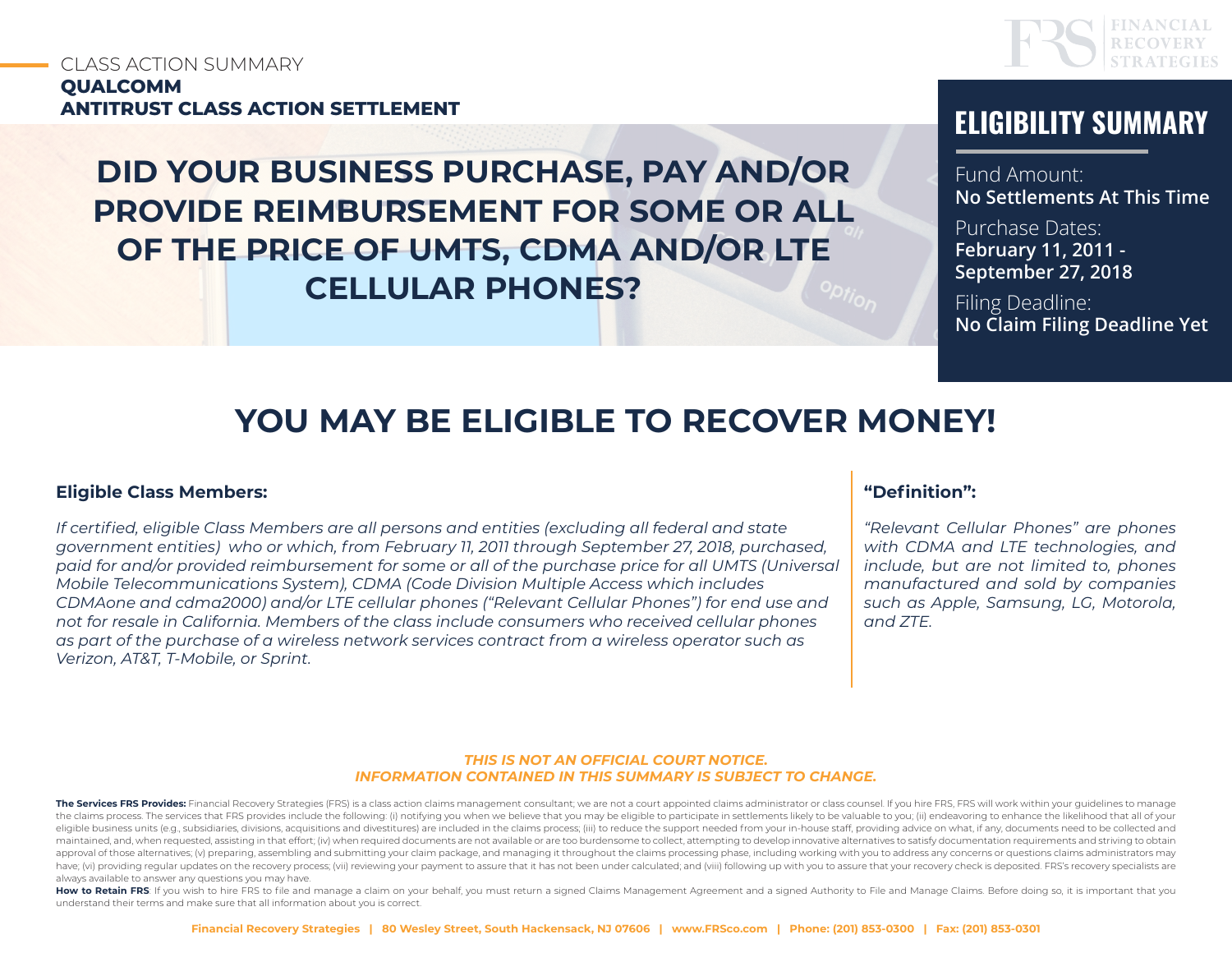CLASS ACTION SUMMARY
**QUALCOMM**
**ANTITRUST CLASS ACTION SETTLEMENT**

FINANCIAL RECOVERY STRATEGIES

# DID YOUR BUSINESS PURCHASE, PAY AND/OR PROVIDE REIMBURSEMENT FOR SOME OR ALL OF THE PRICE OF UMTS, CDMA AND/OR LTE CELLULAR PHONES?

## ELIGIBILITY SUMMARY

Fund Amount:
**No Settlements At This Time**

Purchase Dates:
**February 11, 2011 - September 27, 2018**

Filing Deadline:
**No Claim Filing Deadline Yet**

# YOU MAY BE ELIGIBLE TO RECOVER MONEY!

### Eligible Class Members:

*If certified, eligible Class Members are all persons and entities (excluding all federal and state government entities) who or which, from February 11, 2011 through September 27, 2018, purchased, paid for and/or provided reimbursement for some or all of the purchase price for all UMTS (Universal Mobile Telecommunications System), CDMA (Code Division Multiple Access which includes CDMAone and cdma2000) and/or LTE cellular phones ("Relevant Cellular Phones") for end use and not for resale in California. Members of the class include consumers who received cellular phones as part of the purchase of a wireless network services contract from a wireless operator such as Verizon, AT&T, T-Mobile, or Sprint.*

### "Definition":

*"Relevant Cellular Phones" are phones with CDMA and LTE technologies, and include, but are not limited to, phones manufactured and sold by companies such as Apple, Samsung, LG, Motorola, and ZTE.*

***THIS IS NOT AN OFFICIAL COURT NOTICE.***
***INFORMATION CONTAINED IN THIS SUMMARY IS SUBJECT TO CHANGE.***

**The Services FRS Provides:** Financial Recovery Strategies (FRS) is a class action claims management consultant; we are not a court appointed claims administrator or class counsel. If you hire FRS, FRS will work within your guidelines to manage the claims process. The services that FRS provides include the following: (i) notifying you when we believe that you may be eligible to participate in settlements likely to be valuable to you; (ii) endeavoring to enhance the likelihood that all of your eligible business units (e.g., subsidiaries, divisions, acquisitions and divestitures) are included in the claims process; (iii) to reduce the support needed from your in-house staff, providing advice on what, if any, documents need to be collected and maintained, and, when requested, assisting in that effort; (iv) when required documents are not available or are too burdensome to collect, attempting to develop innovative alternatives to satisfy documentation requirements and striving to obtain approval of those alternatives; (v) preparing, assembling and submitting your claim package, and managing it throughout the claims processing phase, including working with you to address any concerns or questions claims administrators may have; (vi) providing regular updates on the recovery process; (vii) reviewing your payment to assure that it has not been under calculated; and (viii) following up with you to assure that your recovery check is deposited. FRS's recovery specialists are always available to answer any questions you may have.

**How to Retain FRS**: If you wish to hire FRS to file and manage a claim on your behalf, you must return a signed Claims Management Agreement and a signed Authority to File and Manage Claims. Before doing so, it is important that you understand their terms and make sure that all information about you is correct.

Financial Recovery Strategies | 80 Wesley Street, South Hackensack, NJ 07606 | www.FRSco.com | Phone: (201) 853-0300 | Fax: (201) 853-0301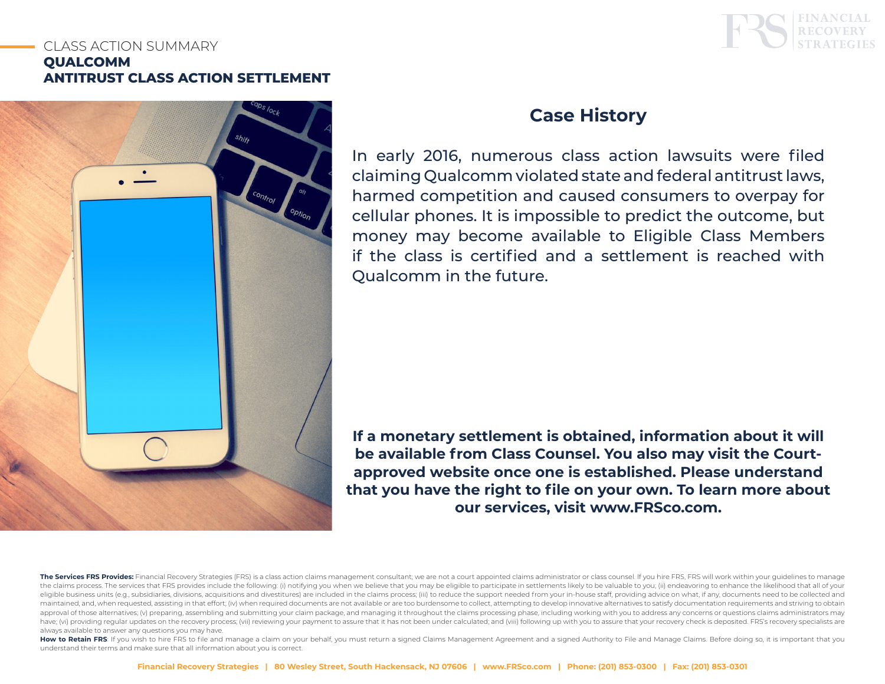CLASS ACTION SUMMARY

# QUALCOMM ANTITRUST CLASS ACTION SETTLEMENT

## Case History

In early 2016, numerous class action lawsuits were filed claiming Qualcomm violated state and federal antitrust laws, harmed competition and caused consumers to overpay for cellular phones. It is impossible to predict the outcome, but money may become available to Eligible Class Members if the class is certified and a settlement is reached with Qualcomm in the future.

**If a monetary settlement is obtained, information about it will be available from Class Counsel. You also may visit the Court-approved website once one is established. Please understand that you have the right to file on your own. To learn more about our services, visit www.FRSco.com.**

**The Services FRS Provides:** Financial Recovery Strategies (FRS) is a class action claims management consultant; we are not a court appointed claims administrator or class counsel. If you hire FRS, FRS will work within your guidelines to manage the claims process. The services that FRS provides include the following: (i) notifying you when we believe that you may be eligible to participate in settlements likely to be valuable to you; (ii) endeavoring to enhance the likelihood that all of your eligible business units (e.g., subsidiaries, divisions, acquisitions and divestitures) are included in the claims process; (iii) to reduce the support needed from your in-house staff, providing advice on what, if any, documents need to be collected and maintained, and, when requested, assisting in that effort; (iv) when required documents are not available or are too burdensome to collect, attempting to develop innovative alternatives to satisfy documentation requirements and striving to obtain approval of those alternatives; (v) preparing, assembling and submitting your claim package, and managing it throughout the claims processing phase, including working with you to address any concerns or questions claims administrators may have; (vi) providing regular updates on the recovery process; (vii) reviewing your payment to assure that it has not been under calculated; and (viii) following up with you to assure that your recovery check is deposited. FRS's recovery specialists are always available to answer any questions you may have.

**How to Retain FRS**: If you wish to hire FRS to file and manage a claim on your behalf, you must return a signed Claims Management Agreement and a signed Authority to File and Manage Claims. Before doing so, it is important that you understand their terms and make sure that all information about you is correct.

Financial Recovery Strategies | 80 Wesley Street, South Hackensack, NJ 07606 | www.FRSco.com | Phone: (201) 853-0300 | Fax: (201) 853-0301